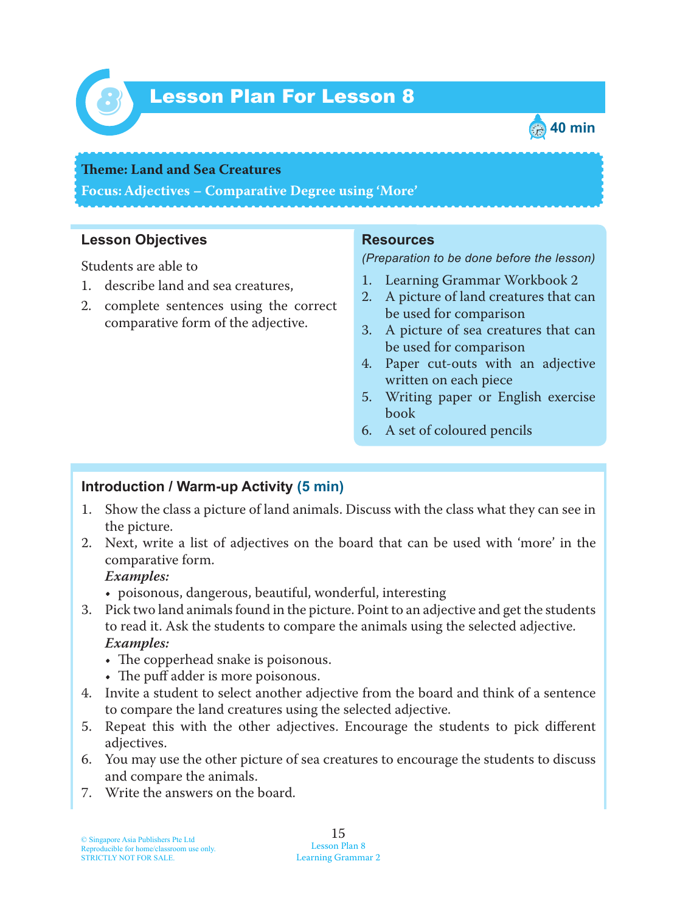# Lesson Plan For Lesson 8

40 min

**Theme: Land and Sea Creatures**

**Focus: Adjectives – Comparative Degree using 'More'**

## Lesson Objectives

Students are able to

1. describe land and sea creatures,
2. complete sentences using the correct comparative form of the adjective.

## Resources

*(Preparation to be done before the lesson)*

1. Learning Grammar Workbook 2
2. A picture of land creatures that can be used for comparison
3. A picture of sea creatures that can be used for comparison
4. Paper cut-outs with an adjective written on each piece
5. Writing paper or English exercise book
6. A set of coloured pencils

## Introduction / Warm-up Activity (5 min)

1. Show the class a picture of land animals. Discuss with the class what they can see in the picture.
2. Next, write a list of adjectives on the board that can be used with 'more' in the comparative form.
   ***Examples:***
   - poisonous, dangerous, beautiful, wonderful, interesting
3. Pick two land animals found in the picture. Point to an adjective and get the students to read it. Ask the students to compare the animals using the selected adjective.
   ***Examples:***
   - The copperhead snake is poisonous.
   - The puff adder is more poisonous.
4. Invite a student to select another adjective from the board and think of a sentence to compare the land creatures using the selected adjective.
5. Repeat this with the other adjectives. Encourage the students to pick different adjectives.
6. You may use the other picture of sea creatures to encourage the students to discuss and compare the animals.
7. Write the answers on the board.

© Singapore Asia Publishers Pte Ltd
Reproducible for home/classroom use only.
STRICTLY NOT FOR SALE.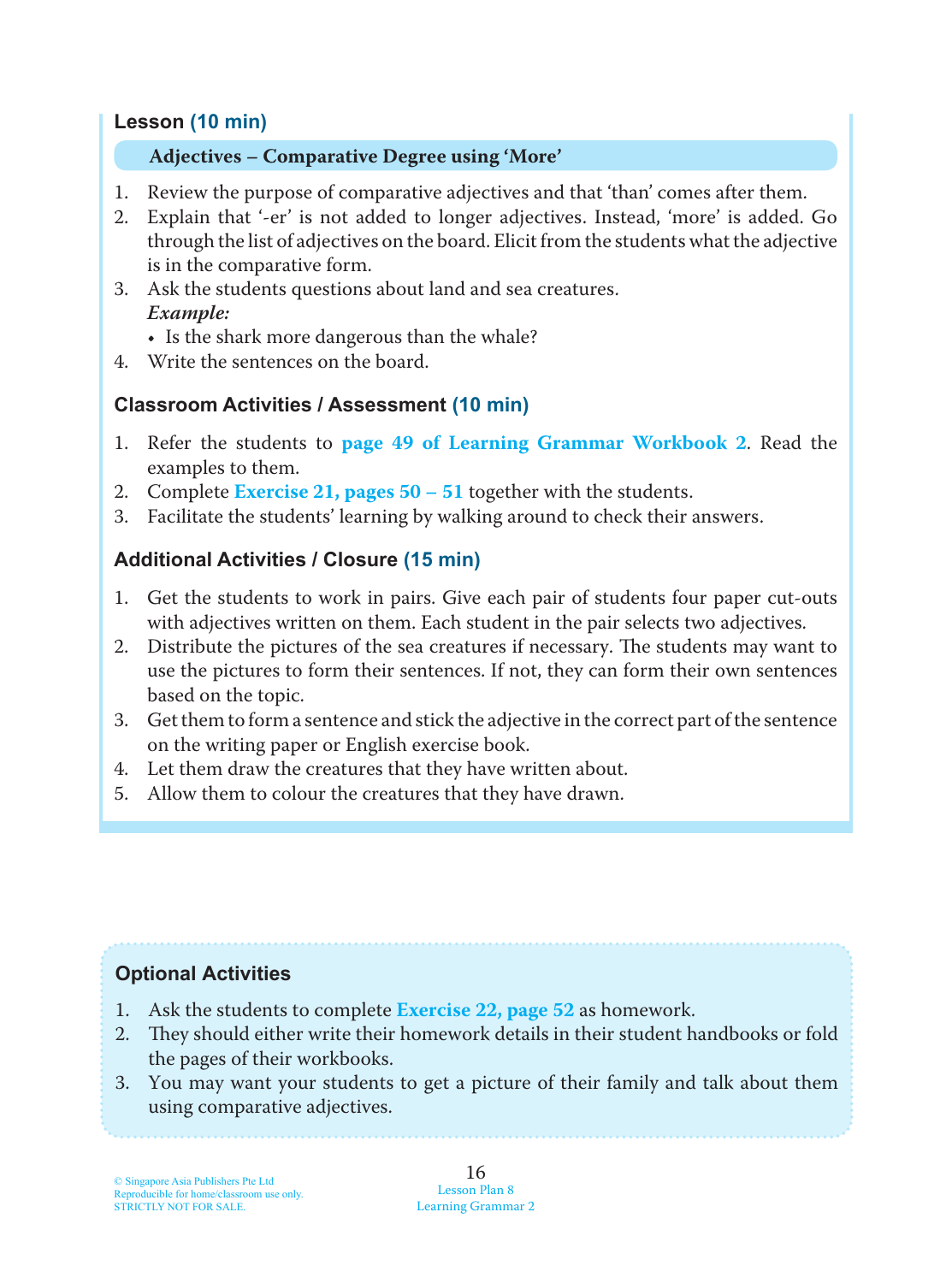## Lesson (10 min)

**Adjectives – Comparative Degree using 'More'**

1. Review the purpose of comparative adjectives and that 'than' comes after them.
2. Explain that '-er' is not added to longer adjectives. Instead, 'more' is added. Go through the list of adjectives on the board. Elicit from the students what the adjective is in the comparative form.
3. Ask the students questions about land and sea creatures.
   ***Example:***
   - Is the shark more dangerous than the whale?
4. Write the sentences on the board.

## Classroom Activities / Assessment (10 min)

1. Refer the students to **page 49 of Learning Grammar Workbook 2**. Read the examples to them.
2. Complete **Exercise 21, pages 50 – 51** together with the students.
3. Facilitate the students' learning by walking around to check their answers.

## Additional Activities / Closure (15 min)

1. Get the students to work in pairs. Give each pair of students four paper cut-outs with adjectives written on them. Each student in the pair selects two adjectives.
2. Distribute the pictures of the sea creatures if necessary. The students may want to use the pictures to form their sentences. If not, they can form their own sentences based on the topic.
3. Get them to form a sentence and stick the adjective in the correct part of the sentence on the writing paper or English exercise book.
4. Let them draw the creatures that they have written about.
5. Allow them to colour the creatures that they have drawn.

## Optional Activities

1. Ask the students to complete **Exercise 22, page 52** as homework.
2. They should either write their homework details in their student handbooks or fold the pages of their workbooks.
3. You may want your students to get a picture of their family and talk about them using comparative adjectives.

© Singapore Asia Publishers Pte Ltd
Reproducible for home/classroom use only.
STRICTLY NOT FOR SALE.

Lesson Plan 8
Learning Grammar 2